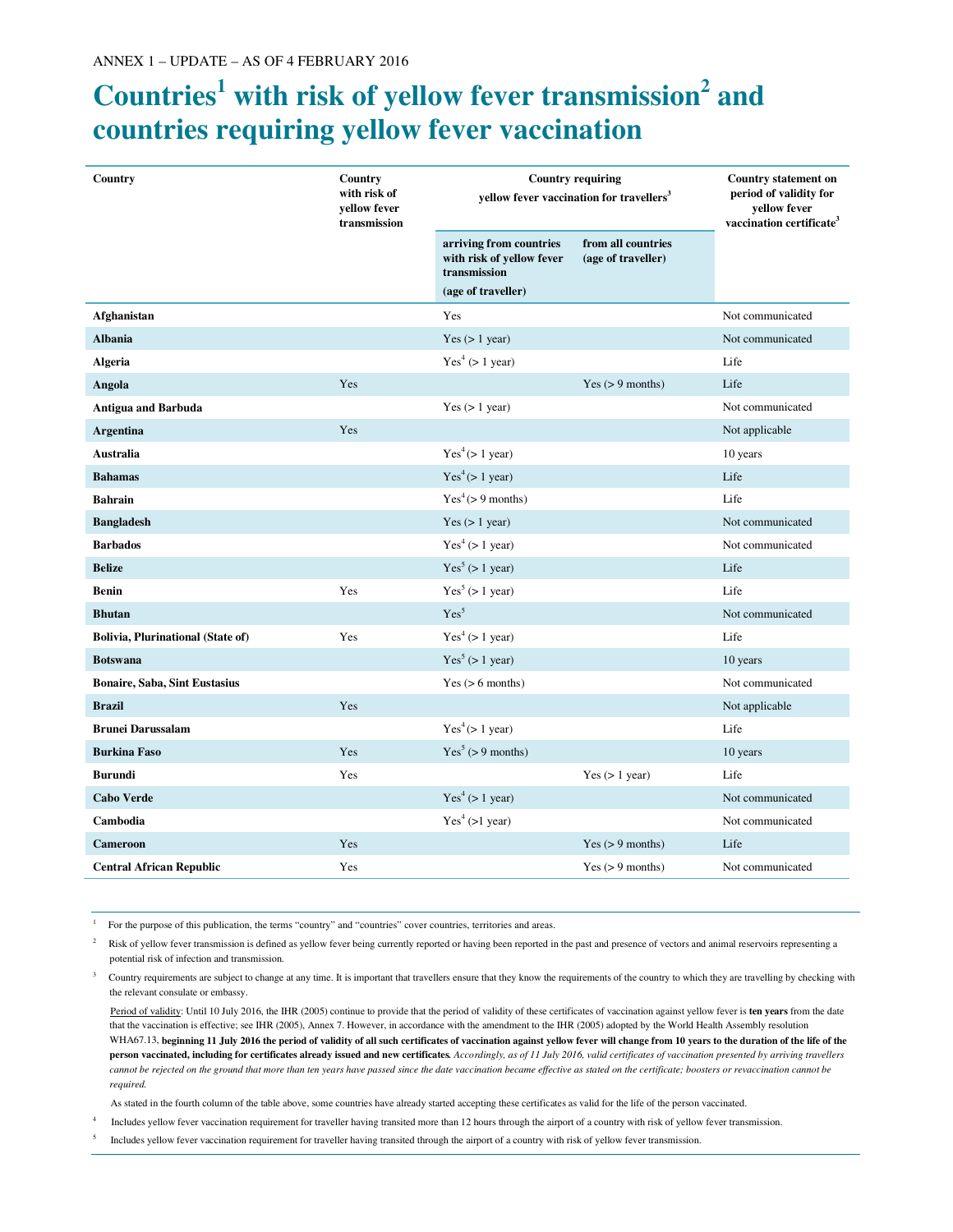ANNEX 1 – UPDATE – AS OF 4 FEBRUARY 2016

# Countries[1] with risk of yellow fever transmission[2] and countries requiring yellow fever vaccination

| Country | Country with risk of yellow fever transmission | Country requiring yellow fever vaccination for travellers[3] | | Country statement on period of validity for yellow fever vaccination certificate[3] |
|---|---|---|---|---|
| | | arriving from countries with risk of yellow fever transmission (age of traveller) | from all countries (age of traveller) | |
| **Afghanistan** | | Yes | | Not communicated |
| **Albania** | | Yes (> 1 year) | | Not communicated |
| **Algeria** | | Yes[4] (> 1 year) | | Life |
| **Angola** | Yes | | Yes (> 9 months) | Life |
| **Antigua and Barbuda** | | Yes (> 1 year) | | Not communicated |
| **Argentina** | Yes | | | Not applicable |
| **Australia** | | Yes[4] (> 1 year) | | 10 years |
| **Bahamas** | | Yes[4] (> 1 year) | | Life |
| **Bahrain** | | Yes[4] (> 9 months) | | Life |
| **Bangladesh** | | Yes (> 1 year) | | Not communicated |
| **Barbados** | | Yes[4] (> 1 year) | | Not communicated |
| **Belize** | | Yes[5] (> 1 year) | | Life |
| **Benin** | Yes | Yes[5] (> 1 year) | | Life |
| **Bhutan** | | Yes[5] | | Not communicated |
| **Bolivia, Plurinational (State of)** | Yes | Yes[4] (> 1 year) | | Life |
| **Botswana** | | Yes[5] (> 1 year) | | 10 years |
| **Bonaire, Saba, Sint Eustasius** | | Yes (> 6 months) | | Not communicated |
| **Brazil** | Yes | | | Not applicable |
| **Brunei Darussalam** | | Yes[4] (> 1 year) | | Life |
| **Burkina Faso** | Yes | Yes[5] (> 9 months) | | 10 years |
| **Burundi** | Yes | | Yes (> 1 year) | Life |
| **Cabo Verde** | | Yes[4] (> 1 year) | | Not communicated |
| **Cambodia** | | Yes[4] (>1 year) | | Not communicated |
| **Cameroon** | Yes | | Yes (> 9 months) | Life |
| **Central African Republic** | Yes | | Yes (> 9 months) | Not communicated |

[1] For the purpose of this publication, the terms "country" and "countries" cover countries, territories and areas.

[2] Risk of yellow fever transmission is defined as yellow fever being currently reported or having been reported in the past and presence of vectors and animal reservoirs representing a potential risk of infection and transmission.

[3] Country requirements are subject to change at any time. It is important that travellers ensure that they know the requirements of the country to which they are travelling by checking with the relevant consulate or embassy.

Period of validity: Until 10 July 2016, the IHR (2005) continue to provide that the period of validity of these certificates of vaccination against yellow fever is **ten years** from the date that the vaccination is effective; see IHR (2005), Annex 7. However, in accordance with the amendment to the IHR (2005) adopted by the World Health Assembly resolution WHA67.13, **beginning 11 July 2016 the period of validity of all such certificates of vaccination against yellow fever will change from 10 years to the duration of the life of the person vaccinated, including for certificates already issued and new certificates**. *Accordingly, as of 11 July 2016, valid certificates of vaccination presented by arriving travellers cannot be rejected on the ground that more than ten years have passed since the date vaccination became effective as stated on the certificate; boosters or revaccination cannot be required.*

As stated in the fourth column of the table above, some countries have already started accepting these certificates as valid for the life of the person vaccinated.

[4] Includes yellow fever vaccination requirement for traveller having transited more than 12 hours through the airport of a country with risk of yellow fever transmission.

[5] Includes yellow fever vaccination requirement for traveller having transited through the airport of a country with risk of yellow fever transmission.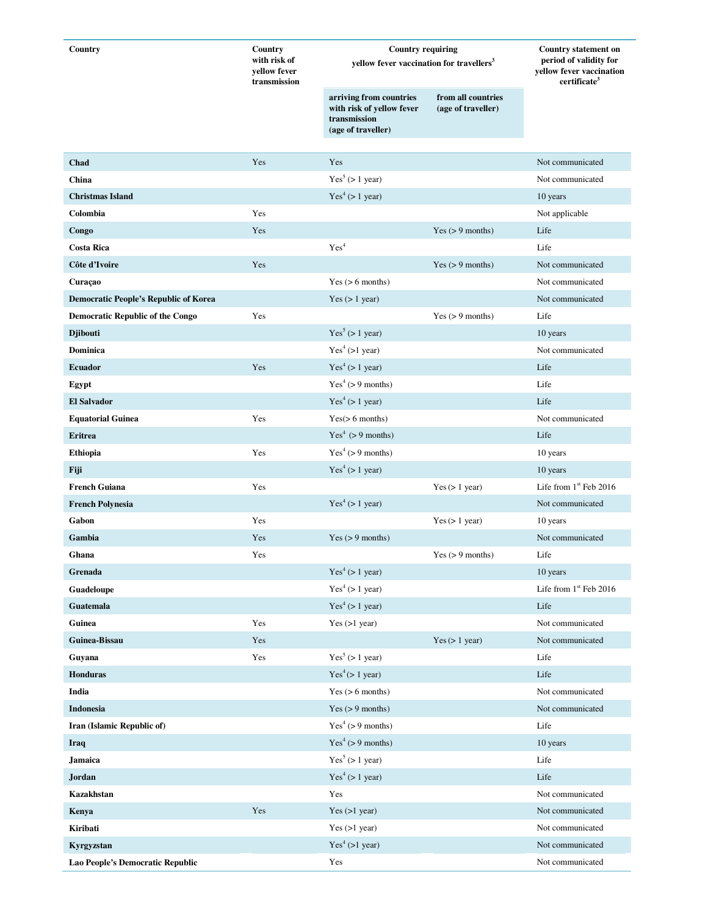| Country | Country with risk of yellow fever transmission | Country requiring yellow fever vaccination for travellers[3] | | Country statement on period of validity for yellow fever vaccination certificate[3] |
|---|---|---|---|---|
| | | arriving from countries with risk of yellow fever transmission (age of traveller) | from all countries (age of traveller) | |
| **Chad** | Yes | Yes | | Not communicated |
| **China** | | Yes[5] (> 1 year) | | Not communicated |
| **Christmas Island** | | Yes[4] (> 1 year) | | 10 years |
| **Colombia** | Yes | | | Not applicable |
| **Congo** | Yes | | Yes (> 9 months) | Life |
| **Costa Rica** | | Yes[4] | | Life |
| **Côte d'Ivoire** | Yes | | Yes (> 9 months) | Not communicated |
| **Curaçao** | | Yes (> 6 months) | | Not communicated |
| **Democratic People's Republic of Korea** | | Yes (> 1 year) | | Not communicated |
| **Democratic Republic of the Congo** | Yes | | Yes (> 9 months) | Life |
| **Djibouti** | | Yes[5] (> 1 year) | | 10 years |
| **Dominica** | | Yes[4] (>1 year) | | Not communicated |
| **Ecuador** | Yes | Yes[4] (> 1 year) | | Life |
| **Egypt** | | Yes[4] (> 9 months) | | Life |
| **El Salvador** | | Yes[4] (> 1 year) | | Life |
| **Equatorial Guinea** | Yes | Yes(> 6 months) | | Not communicated |
| **Eritrea** | | Yes[4] (> 9 months) | | Life |
| **Ethiopia** | Yes | Yes[4] (> 9 months) | | 10 years |
| **Fiji** | | Yes[4] (> 1 year) | | 10 years |
| **French Guiana** | Yes | | Yes (> 1 year) | Life from 1st Feb 2016 |
| **French Polynesia** | | Yes[4] (> 1 year) | | Not communicated |
| **Gabon** | Yes | | Yes (> 1 year) | 10 years |
| **Gambia** | Yes | Yes (> 9 months) | | Not communicated |
| **Ghana** | Yes | | Yes (> 9 months) | Life |
| **Grenada** | | Yes[4] (> 1 year) | | 10 years |
| **Guadeloupe** | | Yes[4] (> 1 year) | | Life from 1st Feb 2016 |
| **Guatemala** | | Yes[4] (> 1 year) | | Life |
| **Guinea** | Yes | Yes (>1 year) | | Not communicated |
| **Guinea-Bissau** | Yes | | Yes (> 1 year) | Not communicated |
| **Guyana** | Yes | Yes[5] (> 1 year) | | Life |
| **Honduras** | | Yes[4] (> 1 year) | | Life |
| **India** | | Yes (> 6 months) | | Not communicated |
| **Indonesia** | | Yes (> 9 months) | | Not communicated |
| **Iran (Islamic Republic of)** | | Yes[4] (> 9 months) | | Life |
| **Iraq** | | Yes[4] (> 9 months) | | 10 years |
| **Jamaica** | | Yes[5] (> 1 year) | | Life |
| **Jordan** | | Yes[4] (> 1 year) | | Life |
| **Kazakhstan** | | Yes | | Not communicated |
| **Kenya** | Yes | Yes (>1 year) | | Not communicated |
| **Kiribati** | | Yes (>1 year) | | Not communicated |
| **Kyrgyzstan** | | Yes[4] (>1 year) | | Not communicated |
| **Lao People's Democratic Republic** | | Yes | | Not communicated |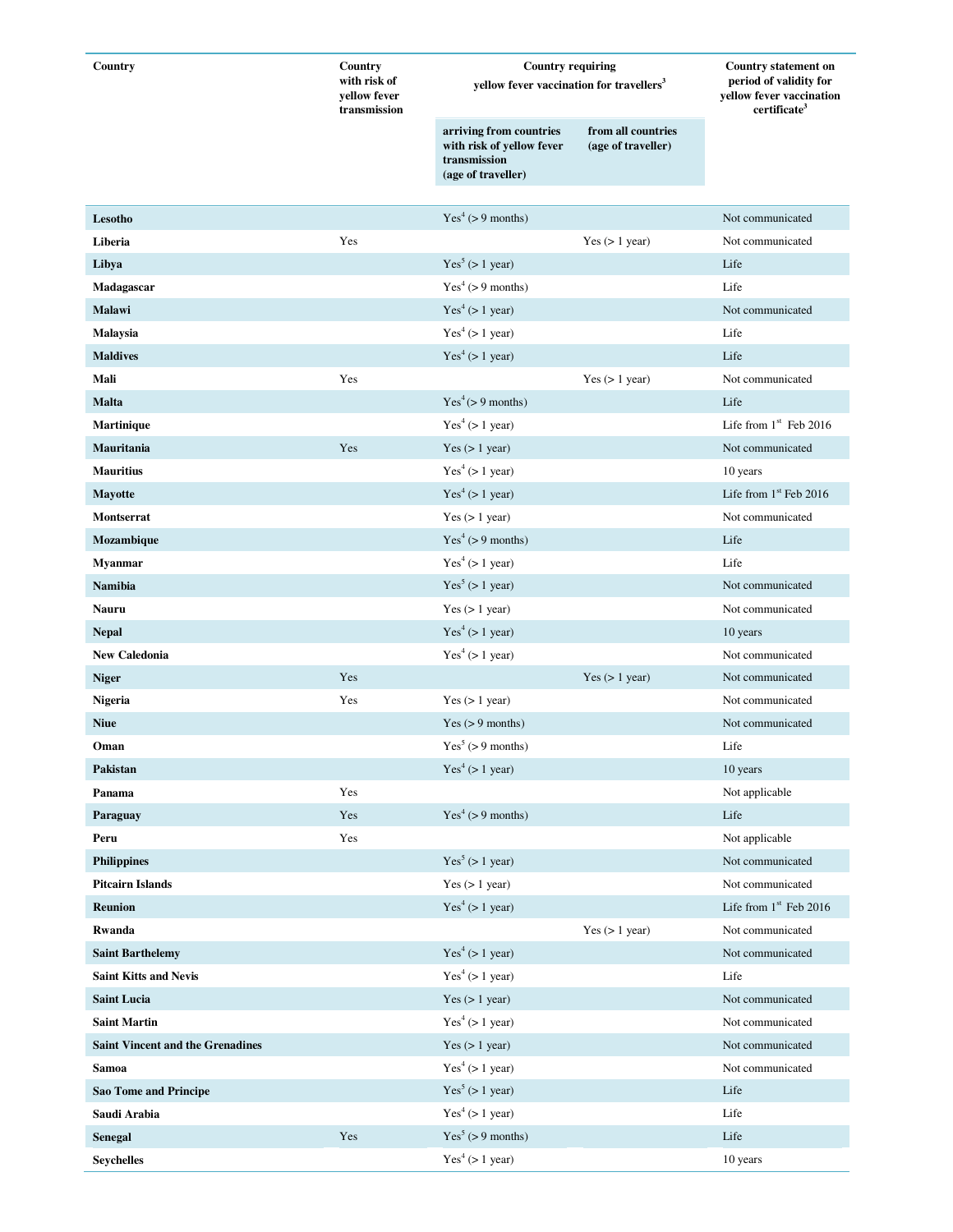| Country | Country with risk of yellow fever transmission | Country requiring yellow fever vaccination for travellers[3] | | Country statement on period of validity for yellow fever vaccination certificate[3] |
|---|---|---|---|---|
| | | arriving from countries with risk of yellow fever transmission (age of traveller) | from all countries (age of traveller) | |
| **Lesotho** | | Yes[4] (> 9 months) | | Not communicated |
| **Liberia** | Yes | | Yes (> 1 year) | Not communicated |
| **Libya** | | Yes[5] (> 1 year) | | Life |
| **Madagascar** | | Yes[4] (> 9 months) | | Life |
| **Malawi** | | Yes[4] (> 1 year) | | Not communicated |
| **Malaysia** | | Yes[4] (> 1 year) | | Life |
| **Maldives** | | Yes[4] (> 1 year) | | Life |
| **Mali** | Yes | | Yes (> 1 year) | Not communicated |
| **Malta** | | Yes[4] (> 9 months) | | Life |
| **Martinique** | | Yes[4] (> 1 year) | | Life from 1st Feb 2016 |
| **Mauritania** | Yes | Yes (> 1 year) | | Not communicated |
| **Mauritius** | | Yes[4] (> 1 year) | | 10 years |
| **Mayotte** | | Yes[4] (> 1 year) | | Life from 1st Feb 2016 |
| **Montserrat** | | Yes (> 1 year) | | Not communicated |
| **Mozambique** | | Yes[4] (> 9 months) | | Life |
| **Myanmar** | | Yes[4] (> 1 year) | | Life |
| **Namibia** | | Yes[5] (> 1 year) | | Not communicated |
| **Nauru** | | Yes (> 1 year) | | Not communicated |
| **Nepal** | | Yes[4] (> 1 year) | | 10 years |
| **New Caledonia** | | Yes[4] (> 1 year) | | Not communicated |
| **Niger** | Yes | | Yes (> 1 year) | Not communicated |
| **Nigeria** | Yes | Yes (> 1 year) | | Not communicated |
| **Niue** | | Yes (> 9 months) | | Not communicated |
| **Oman** | | Yes[5] (> 9 months) | | Life |
| **Pakistan** | | Yes[4] (> 1 year) | | 10 years |
| **Panama** | Yes | | | Not applicable |
| **Paraguay** | Yes | Yes[4] (> 9 months) | | Life |
| **Peru** | Yes | | | Not applicable |
| **Philippines** | | Yes[5] (> 1 year) | | Not communicated |
| **Pitcairn Islands** | | Yes (> 1 year) | | Not communicated |
| **Reunion** | | Yes[4] (> 1 year) | | Life from 1st Feb 2016 |
| **Rwanda** | | | Yes (> 1 year) | Not communicated |
| **Saint Barthelemy** | | Yes[4] (> 1 year) | | Not communicated |
| **Saint Kitts and Nevis** | | Yes[4] (> 1 year) | | Life |
| **Saint Lucia** | | Yes (> 1 year) | | Not communicated |
| **Saint Martin** | | Yes[4] (> 1 year) | | Not communicated |
| **Saint Vincent and the Grenadines** | | Yes (> 1 year) | | Not communicated |
| **Samoa** | | Yes[4] (> 1 year) | | Not communicated |
| **Sao Tome and Principe** | | Yes[5] (> 1 year) | | Life |
| **Saudi Arabia** | | Yes[4] (> 1 year) | | Life |
| **Senegal** | Yes | Yes[5] (> 9 months) | | Life |
| **Seychelles** | | Yes[4] (> 1 year) | | 10 years |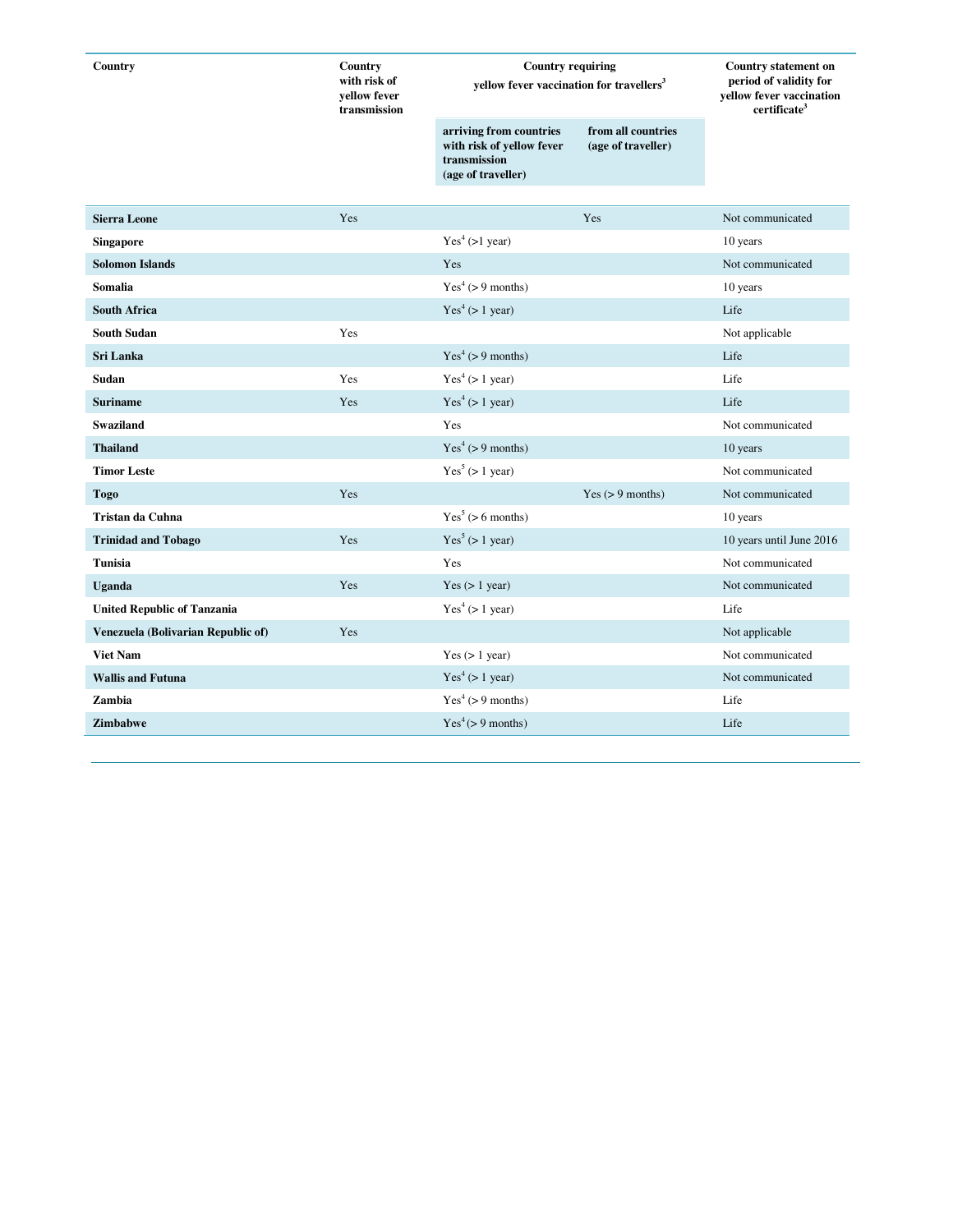| Country | Country with risk of yellow fever transmission | Country requiring yellow fever vaccination for travellers[3] | | Country statement on period of validity for yellow fever vaccination certificate[3] |
|---|---|---|---|---|
| | | arriving from countries with risk of yellow fever transmission (age of traveller) | from all countries (age of traveller) | |
| **Sierra Leone** | Yes | | Yes | Not communicated |
| **Singapore** | | Yes[4] (>1 year) | | 10 years |
| **Solomon Islands** | | Yes | | Not communicated |
| **Somalia** | | Yes[4] (> 9 months) | | 10 years |
| **South Africa** | | Yes[4] (> 1 year) | | Life |
| **South Sudan** | Yes | | | Not applicable |
| **Sri Lanka** | | Yes[4] (> 9 months) | | Life |
| **Sudan** | Yes | Yes[4] (> 1 year) | | Life |
| **Suriname** | Yes | Yes[4] (> 1 year) | | Life |
| **Swaziland** | | Yes | | Not communicated |
| **Thailand** | | Yes[4] (> 9 months) | | 10 years |
| **Timor Leste** | | Yes[5] (> 1 year) | | Not communicated |
| **Togo** | Yes | | Yes (> 9 months) | Not communicated |
| **Tristan da Cuhna** | | Yes[5] (> 6 months) | | 10 years |
| **Trinidad and Tobago** | Yes | Yes[5] (> 1 year) | | 10 years until June 2016 |
| **Tunisia** | | Yes | | Not communicated |
| **Uganda** | Yes | Yes (> 1 year) | | Not communicated |
| **United Republic of Tanzania** | | Yes[4] (> 1 year) | | Life |
| **Venezuela (Bolivarian Republic of)** | Yes | | | Not applicable |
| **Viet Nam** | | Yes (> 1 year) | | Not communicated |
| **Wallis and Futuna** | | Yes[4] (> 1 year) | | Not communicated |
| **Zambia** | | Yes[4] (> 9 months) | | Life |
| **Zimbabwe** | | Yes[4] (> 9 months) | | Life |